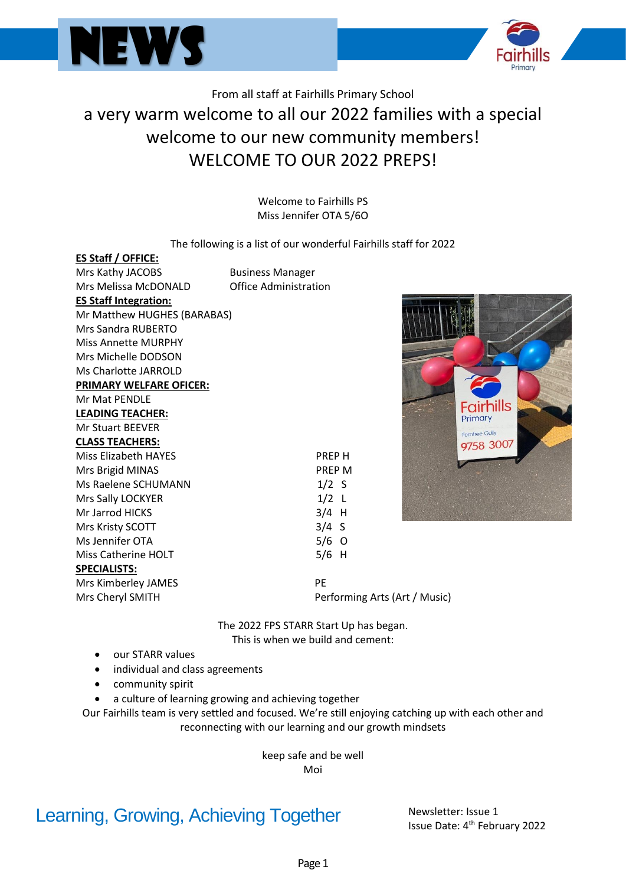# NEWS

From all staff at Fairhills Primary School

## a very warm welcome to all our 2022 families with a special welcome to our new community members! WELCOME TO OUR 2022 PREPS!

Welcome to Fairhills PS
Miss Jennifer OTA 5/6O

The following is a list of our wonderful Fairhills staff for 2022

**ES Staff / OFFICE:**

| | |
|---|---|
| Mrs Kathy JACOBS | Business Manager |
| Mrs Melissa McDONALD | Office Administration |

**ES Staff Integration:**

Mr Matthew HUGHES (BARABAS)
Mrs Sandra RUBERTO
Miss Annette MURPHY
Mrs Michelle DODSON
Ms Charlotte JARROLD

**PRIMARY WELFARE OFICER:**

Mr Mat PENDLE

**LEADING TEACHER:**

Mr Stuart BEEVER

**CLASS TEACHERS:**

| | |
|---|---|
| Miss Elizabeth HAYES | PREP H |
| Mrs Brigid MINAS | PREP M |
| Ms Raelene SCHUMANN | 1/2 S |
| Mrs Sally LOCKYER | 1/2 L |
| Mr Jarrod HICKS | 3/4 H |
| Mrs Kristy SCOTT | 3/4 S |
| Ms Jennifer OTA | 5/6 O |
| Miss Catherine HOLT | 5/6 H |

**SPECIALISTS:**

| | |
|---|---|
| Mrs Kimberley JAMES | PE |
| Mrs Cheryl SMITH | Performing Arts (Art / Music) |

The 2022 FPS STARR Start Up has began.
This is when we build and cement:

- our STARR values
- individual and class agreements
- community spirit
- a culture of learning growing and achieving together

Our Fairhills team is very settled and focused. We're still enjoying catching up with each other and reconnecting with our learning and our growth mindsets

keep safe and be well
Moi

Learning, Growing, Achieving Together

Newsletter: Issue 1
Issue Date: 4th February 2022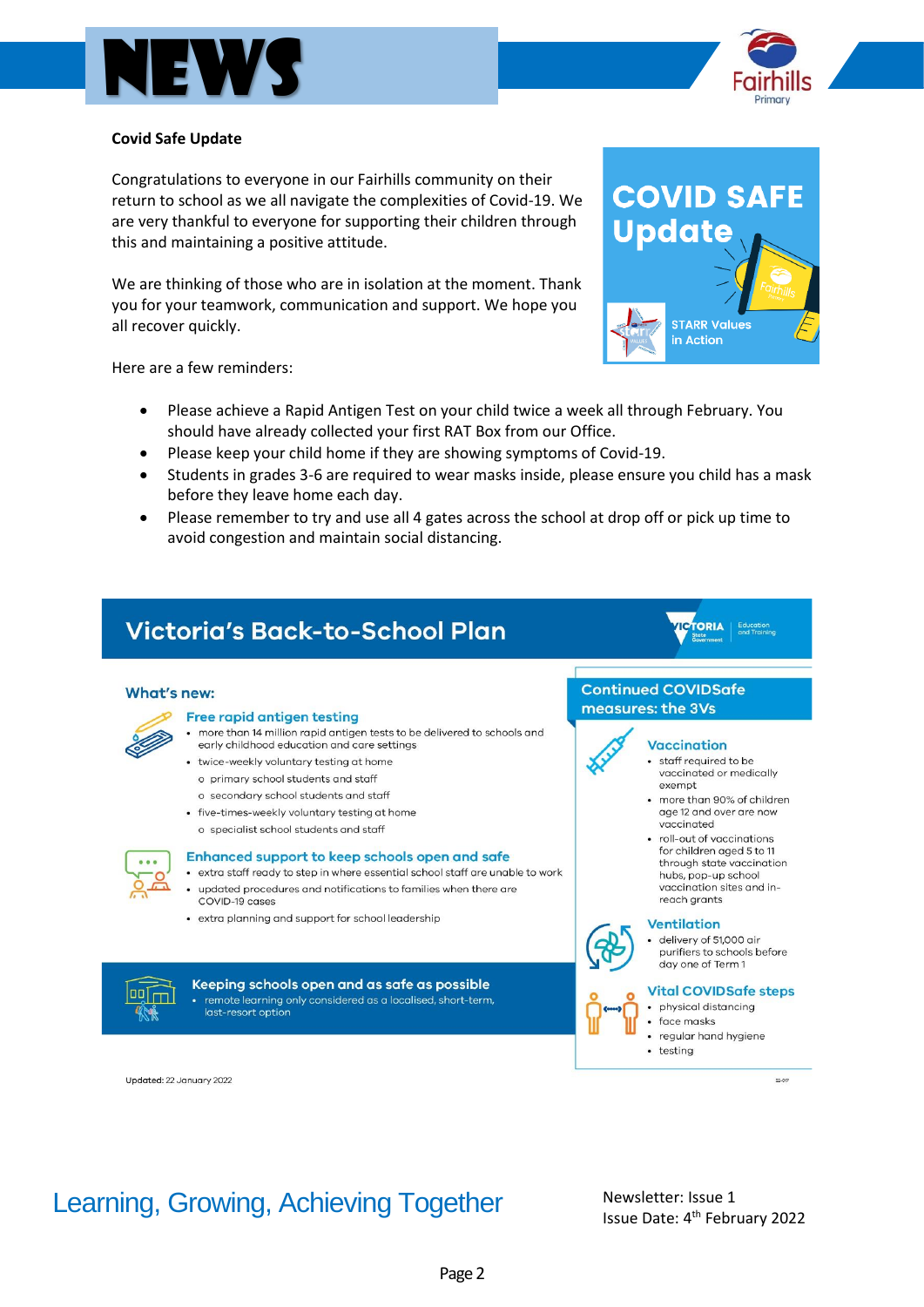# NEWS

**Covid Safe Update**

Congratulations to everyone in our Fairhills community on their return to school as we all navigate the complexities of Covid-19. We are very thankful to everyone for supporting their children through this and maintaining a positive attitude.

We are thinking of those who are in isolation at the moment. Thank you for your teamwork, communication and support. We hope you all recover quickly.

COVID SAFE Update

STARR Values in Action

Here are a few reminders:

- Please achieve a Rapid Antigen Test on your child twice a week all through February. You should have already collected your first RAT Box from our Office.
- Please keep your child home if they are showing symptoms of Covid-19.
- Students in grades 3-6 are required to wear masks inside, please ensure you child has a mask before they leave home each day.
- Please remember to try and use all 4 gates across the school at drop off or pick up time to avoid congestion and maintain social distancing.

## Victoria's Back-to-School Plan

### What's new:

**Free rapid antigen testing**

- more than 14 million rapid antigen tests to be delivered to schools and early childhood education and care settings
- twice-weekly voluntary testing at home
  - primary school students and staff
  - secondary school students and staff
- five-times-weekly voluntary testing at home
  - specialist school students and staff

**Enhanced support to keep schools open and safe**

- extra staff ready to step in where essential school staff are unable to work
- updated procedures and notifications to families when there are COVID-19 cases
- extra planning and support for school leadership

**Keeping schools open and as safe as possible**

- remote learning only considered as a localised, short-term, last-resort option

### Continued COVIDSafe measures: the 3Vs

**Vaccination**

- staff required to be vaccinated or medically exempt
- more than 90% of children age 12 and over are now vaccinated
- roll-out of vaccinations for children aged 5 to 11 through state vaccination hubs, pop-up school vaccination sites and in-reach grants

**Ventilation**

- delivery of 51,000 air purifiers to schools before day one of Term 1

**Vital COVIDSafe steps**

- physical distancing
- face masks
- regular hand hygiene
- testing

Updated: 22 January 2022

Learning, Growing, Achieving Together

Newsletter: Issue 1
Issue Date: 4th February 2022